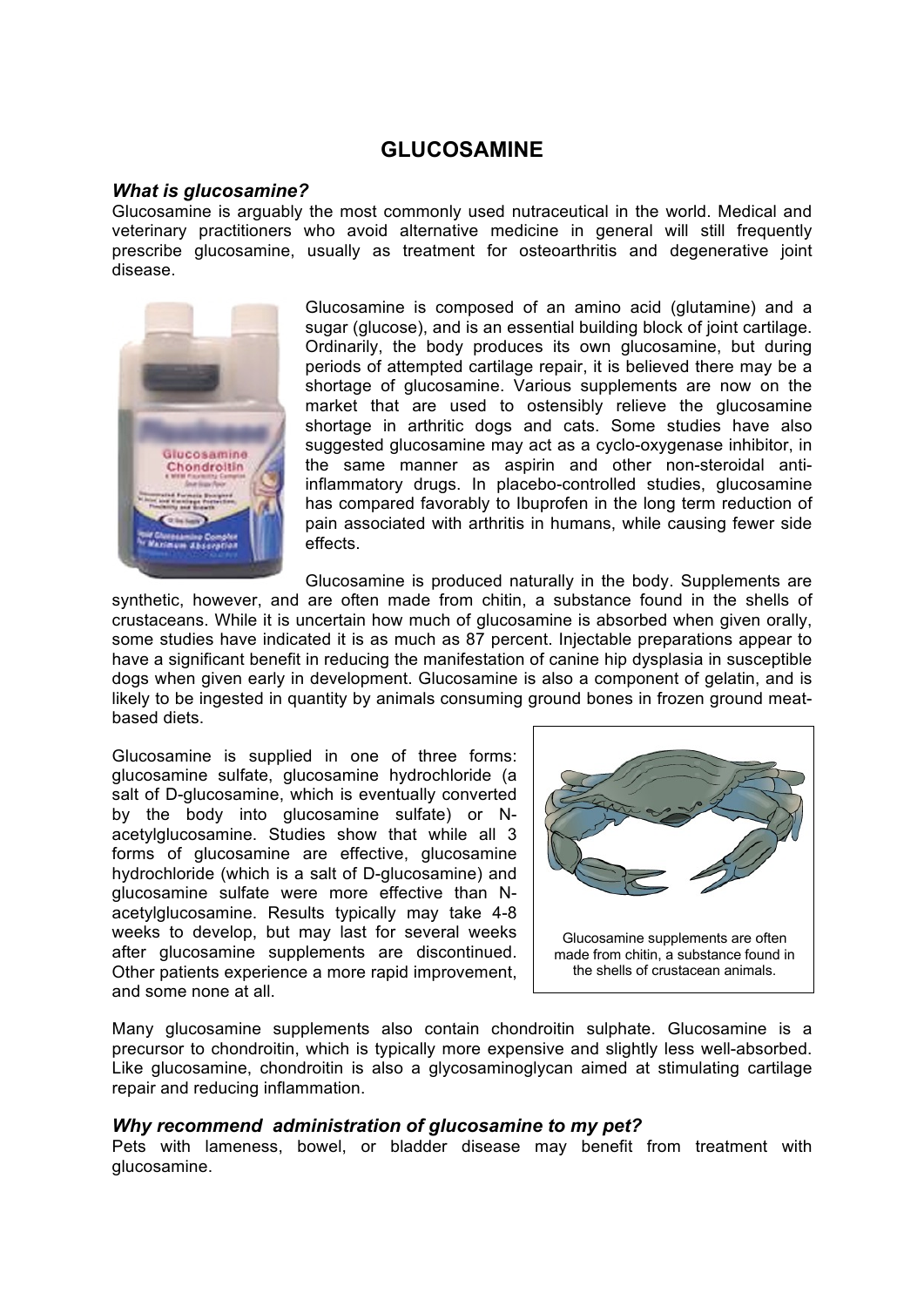# GLUCOSAMINE

### *What is glucosamine?*

Glucosamine is arguably the most commonly used nutraceutical in the world. Medical and veterinary practitioners who avoid alternative medicine in general will still frequently prescribe glucosamine, usually as treatment for osteoarthritis and degenerative joint disease.

Glucosamine is composed of an amino acid (glutamine) and a sugar (glucose), and is an essential building block of joint cartilage. Ordinarily, the body produces its own glucosamine, but during periods of attempted cartilage repair, it is believed there may be a shortage of glucosamine. Various supplements are now on the market that are used to ostensibly relieve the glucosamine shortage in arthritic dogs and cats. Some studies have also suggested glucosamine may act as a cyclo-oxygenase inhibitor, in the same manner as aspirin and other non-steroidal anti-inflammatory drugs. In placebo-controlled studies, glucosamine has compared favorably to Ibuprofen in the long term reduction of pain associated with arthritis in humans, while causing fewer side effects.

Glucosamine is produced naturally in the body. Supplements are synthetic, however, and are often made from chitin, a substance found in the shells of crustaceans. While it is uncertain how much of glucosamine is absorbed when given orally, some studies have indicated it is as much as 87 percent. Injectable preparations appear to have a significant benefit in reducing the manifestation of canine hip dysplasia in susceptible dogs when given early in development. Glucosamine is also a component of gelatin, and is likely to be ingested in quantity by animals consuming ground bones in frozen ground meat-based diets.

Glucosamine is supplied in one of three forms: glucosamine sulfate, glucosamine hydrochloride (a salt of D-glucosamine, which is eventually converted by the body into glucosamine sulfate) or N-acetylglucosamine. Studies show that while all 3 forms of glucosamine are effective, glucosamine hydrochloride (which is a salt of D-glucosamine) and glucosamine sulfate were more effective than N-acetylglucosamine. Results typically may take 4-8 weeks to develop, but may last for several weeks after glucosamine supplements are discontinued. Other patients experience a more rapid improvement, and some none at all.

Glucosamine supplements are often made from chitin, a substance found in the shells of crustacean animals.

Many glucosamine supplements also contain chondroitin sulphate. Glucosamine is a precursor to chondroitin, which is typically more expensive and slightly less well-absorbed. Like glucosamine, chondroitin is also a glycosaminoglycan aimed at stimulating cartilage repair and reducing inflammation.

### *Why recommend administration of glucosamine to my pet?*

Pets with lameness, bowel, or bladder disease may benefit from treatment with glucosamine.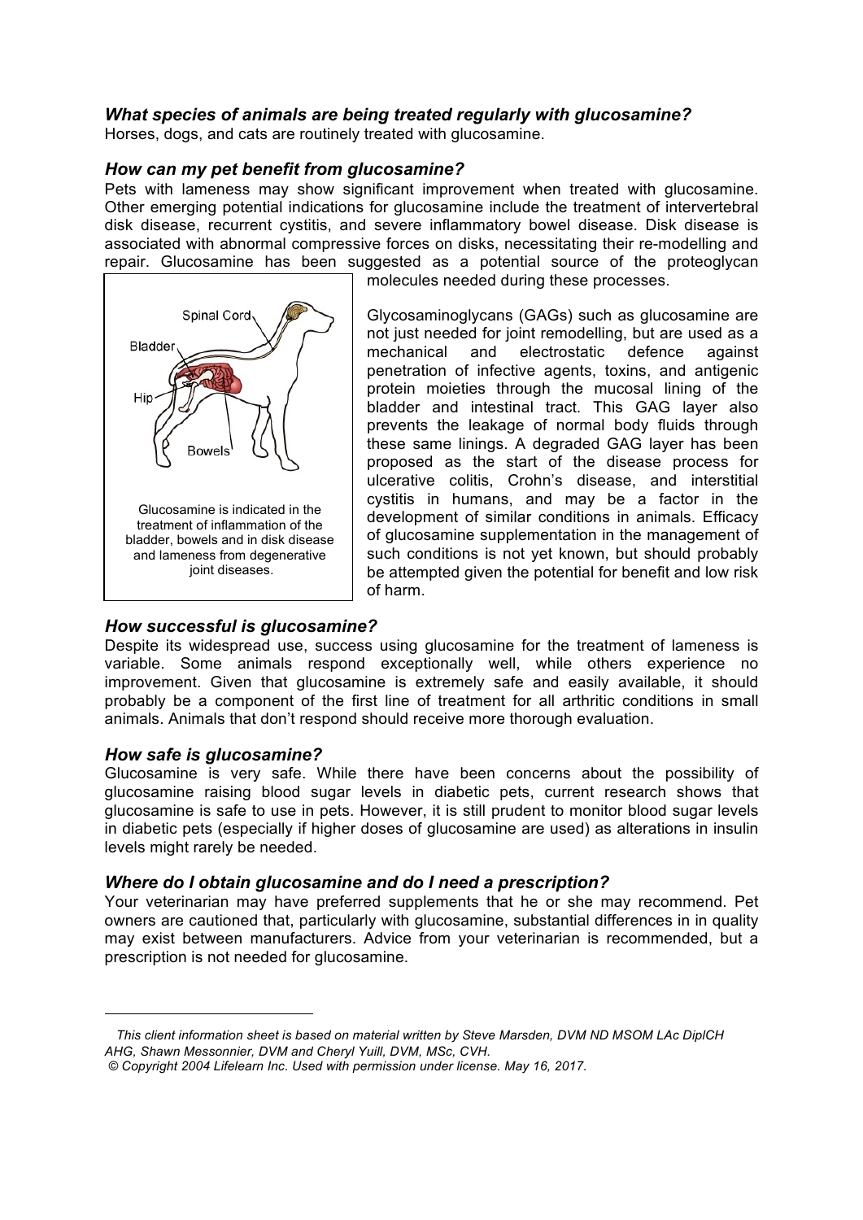### *What species of animals are being treated regularly with glucosamine?*

Horses, dogs, and cats are routinely treated with glucosamine.

### *How can my pet benefit from glucosamine?*

Pets with lameness may show significant improvement when treated with glucosamine. Other emerging potential indications for glucosamine include the treatment of intervertebral disk disease, recurrent cystitis, and severe inflammatory bowel disease. Disk disease is associated with abnormal compressive forces on disks, necessitating their re-modelling and repair. Glucosamine has been suggested as a potential source of the proteoglycan molecules needed during these processes.

Spinal Cord
Bladder
Hip
Bowels

Glucosamine is indicated in the treatment of inflammation of the bladder, bowels and in disk disease and lameness from degenerative joint diseases.

Glycosaminoglycans (GAGs) such as glucosamine are not just needed for joint remodelling, but are used as a mechanical and electrostatic defence against penetration of infective agents, toxins, and antigenic protein moieties through the mucosal lining of the bladder and intestinal tract. This GAG layer also prevents the leakage of normal body fluids through these same linings. A degraded GAG layer has been proposed as the start of the disease process for ulcerative colitis, Crohn's disease, and interstitial cystitis in humans, and may be a factor in the development of similar conditions in animals. Efficacy of glucosamine supplementation in the management of such conditions is not yet known, but should probably be attempted given the potential for benefit and low risk of harm.

### *How successful is glucosamine?*

Despite its widespread use, success using glucosamine for the treatment of lameness is variable. Some animals respond exceptionally well, while others experience no improvement. Given that glucosamine is extremely safe and easily available, it should probably be a component of the first line of treatment for all arthritic conditions in small animals. Animals that don't respond should receive more thorough evaluation.

### *How safe is glucosamine?*

Glucosamine is very safe. While there have been concerns about the possibility of glucosamine raising blood sugar levels in diabetic pets, current research shows that glucosamine is safe to use in pets. However, it is still prudent to monitor blood sugar levels in diabetic pets (especially if higher doses of glucosamine are used) as alterations in insulin levels might rarely be needed.

### *Where do I obtain glucosamine and do I need a prescription?*

Your veterinarian may have preferred supplements that he or she may recommend. Pet owners are cautioned that, particularly with glucosamine, substantial differences in in quality may exist between manufacturers. Advice from your veterinarian is recommended, but a prescription is not needed for glucosamine.

---

*This client information sheet is based on material written by Steve Marsden, DVM ND MSOM LAc DiplCH AHG, Shawn Messonnier, DVM and Cheryl Yuill, DVM, MSc, CVH.*
*© Copyright 2004 Lifelearn Inc. Used with permission under license. May 16, 2017.*